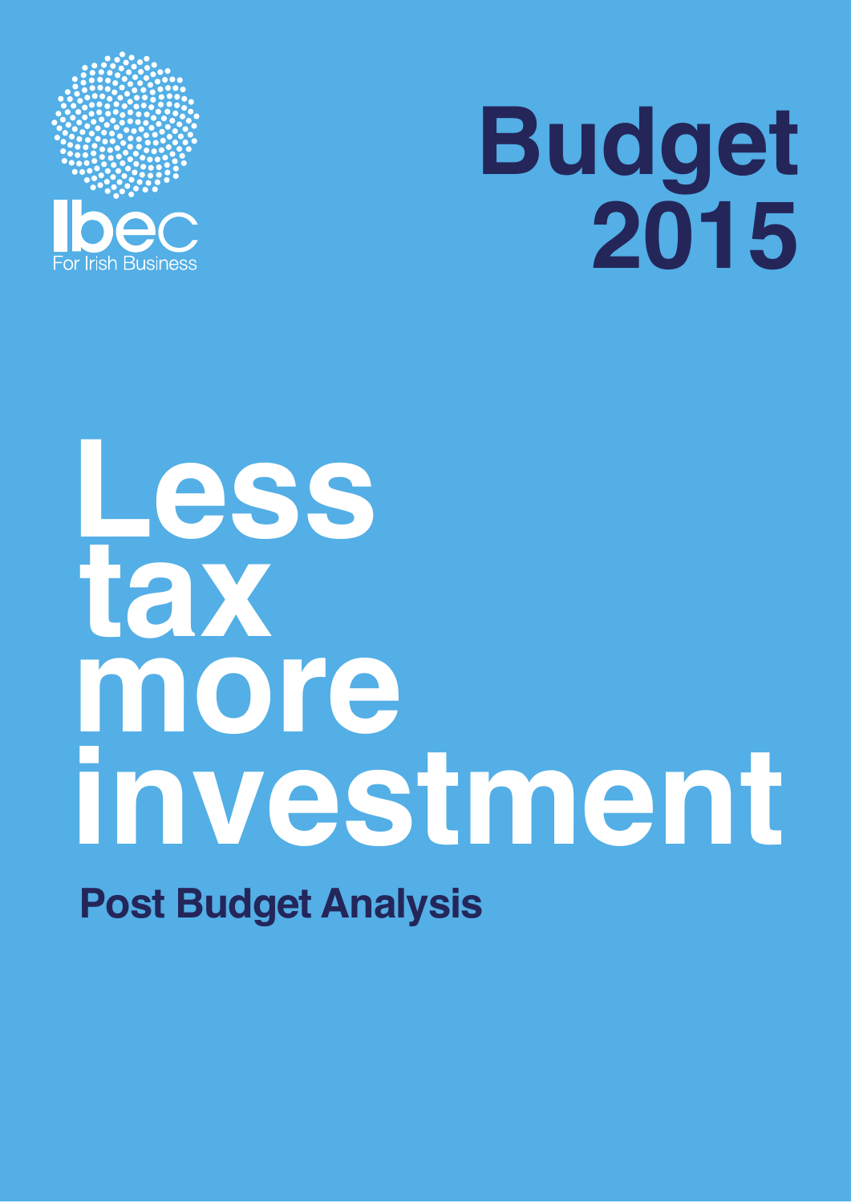Ibec
For Irish Business

# Budget 2015

# Less tax more investment

## Post Budget Analysis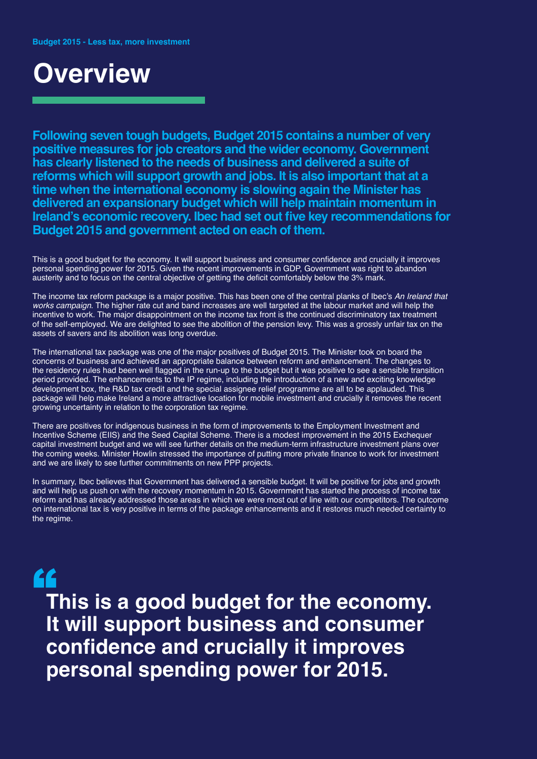# Overview

**Following seven tough budgets, Budget 2015 contains a number of very positive measures for job creators and the wider economy. Government has clearly listened to the needs of business and delivered a suite of reforms which will support growth and jobs. It is also important that at a time when the international economy is slowing again the Minister has delivered an expansionary budget which will help maintain momentum in Ireland's economic recovery. Ibec had set out five key recommendations for Budget 2015 and government acted on each of them.**

This is a good budget for the economy. It will support business and consumer confidence and crucially it improves personal spending power for 2015. Given the recent improvements in GDP, Government was right to abandon austerity and to focus on the central objective of getting the deficit comfortably below the 3% mark.

The income tax reform package is a major positive. This has been one of the central planks of Ibec's *An Ireland that works campaign*. The higher rate cut and band increases are well targeted at the labour market and will help the incentive to work. The major disappointment on the income tax front is the continued discriminatory tax treatment of the self-employed. We are delighted to see the abolition of the pension levy. This was a grossly unfair tax on the assets of savers and its abolition was long overdue.

The international tax package was one of the major positives of Budget 2015. The Minister took on board the concerns of business and achieved an appropriate balance between reform and enhancement. The changes to the residency rules had been well flagged in the run-up to the budget but it was positive to see a sensible transition period provided. The enhancements to the IP regime, including the introduction of a new and exciting knowledge development box, the R&D tax credit and the special assignee relief programme are all to be applauded. This package will help make Ireland a more attractive location for mobile investment and crucially it removes the recent growing uncertainty in relation to the corporation tax regime.

There are positives for indigenous business in the form of improvements to the Employment Investment and Incentive Scheme (EIIS) and the Seed Capital Scheme. There is a modest improvement in the 2015 Exchequer capital investment budget and we will see further details on the medium-term infrastructure investment plans over the coming weeks. Minister Howlin stressed the importance of putting more private finance to work for investment and we are likely to see further commitments on new PPP projects.

In summary, Ibec believes that Government has delivered a sensible budget. It will be positive for jobs and growth and will help us push on with the recovery momentum in 2015. Government has started the process of income tax reform and has already addressed those areas in which we were most out of line with our competitors. The outcome on international tax is very positive in terms of the package enhancements and it restores much needed certainty to the regime.

> **"This is a good budget for the economy. It will support business and consumer confidence and crucially it improves personal spending power for 2015.**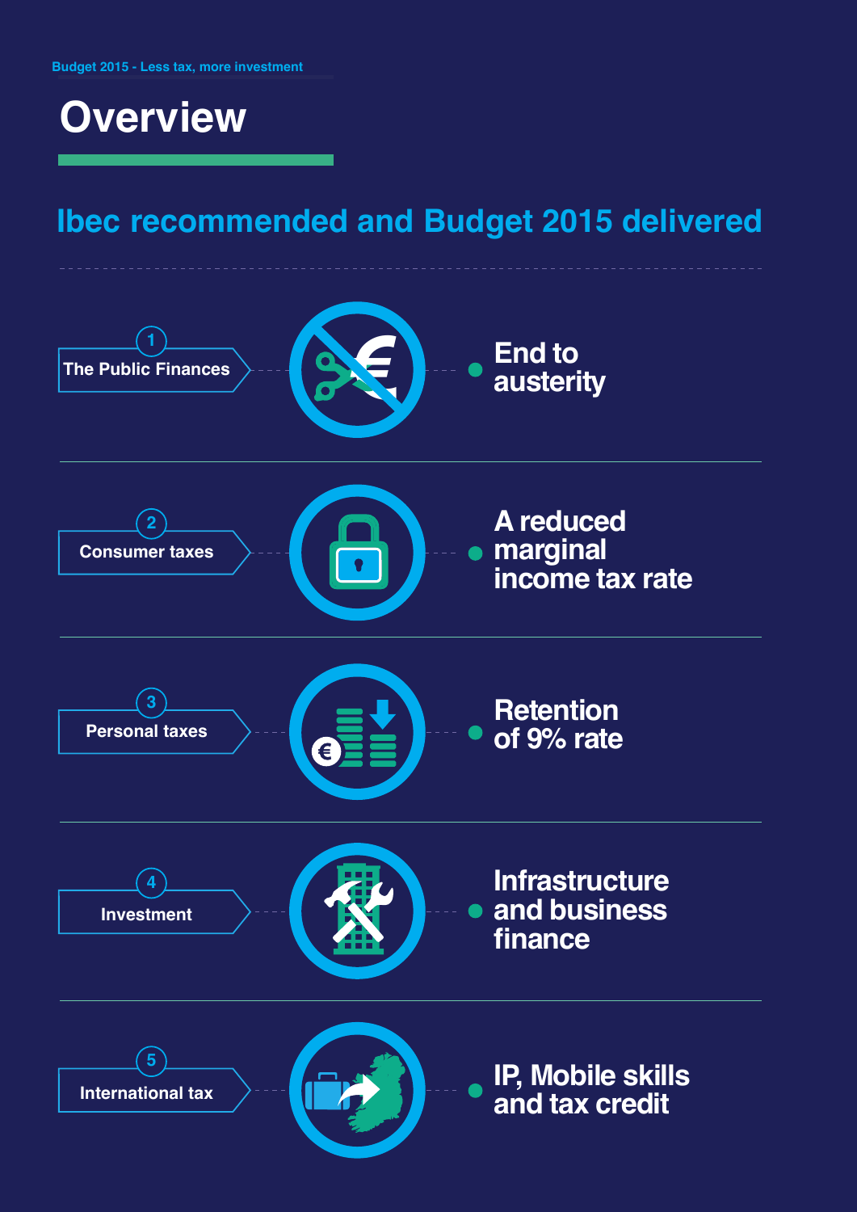Budget 2015 - Less tax, more investment

# Overview

## Ibec recommended and Budget 2015 delivered

| | Area | Delivered |
|---|---|---|
| 1 | The Public Finances | End to austerity |
| 2 | Consumer taxes | A reduced marginal income tax rate |
| 3 | Personal taxes | Retention of 9% rate |
| 4 | Investment | Infrastructure and business finance |
| 5 | International tax | IP, Mobile skills and tax credit |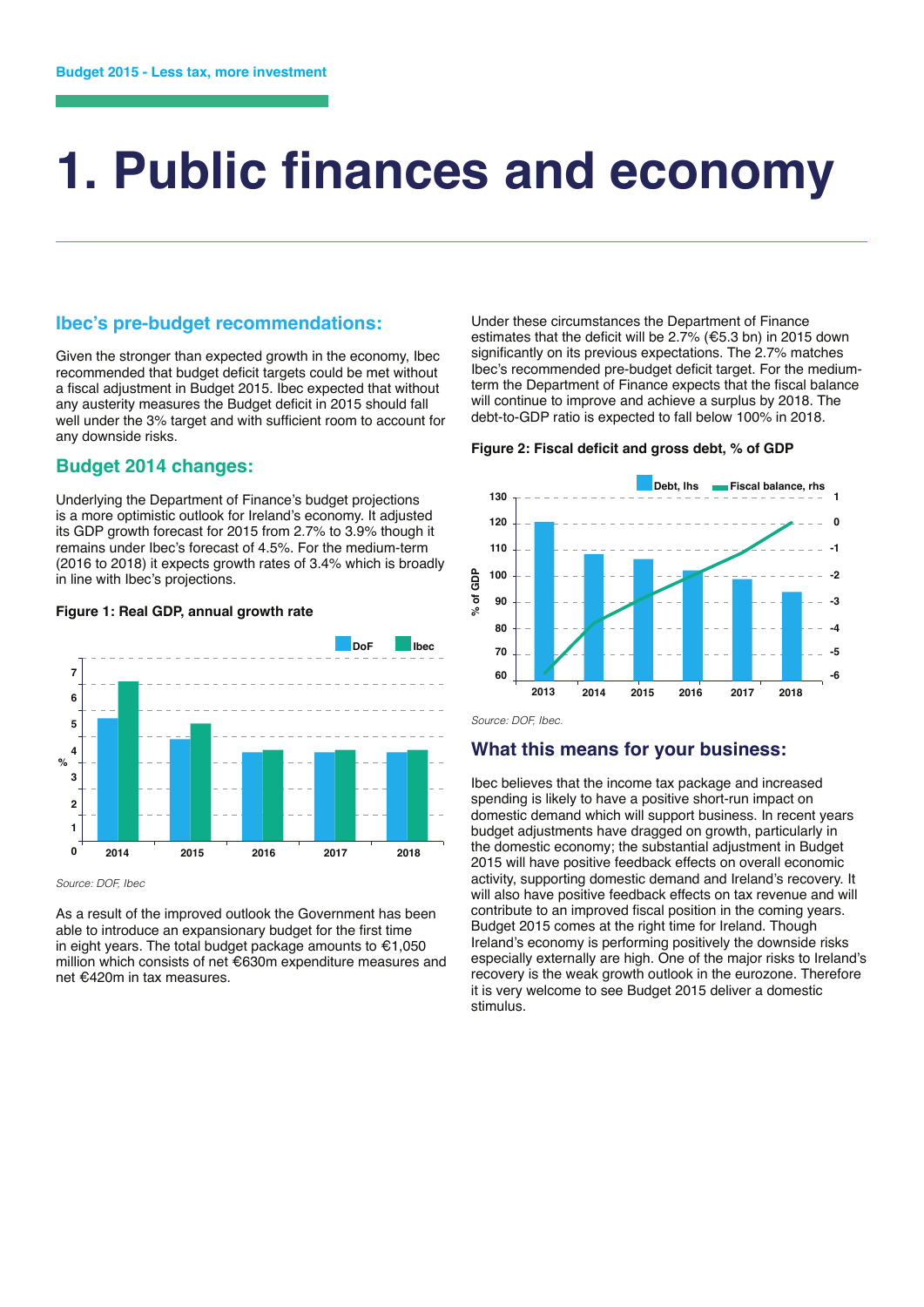Budget 2015 - Less tax, more investment

# 1. Public finances and economy

## Ibec's pre-budget recommendations:

Given the stronger than expected growth in the economy, Ibec recommended that budget deficit targets could be met without a fiscal adjustment in Budget 2015. Ibec expected that without any austerity measures the Budget deficit in 2015 should fall well under the 3% target and with sufficient room to account for any downside risks.

## Budget 2014 changes:

Underlying the Department of Finance's budget projections is a more optimistic outlook for Ireland's economy. It adjusted its GDP growth forecast for 2015 from 2.7% to 3.9% though it remains under Ibec's forecast of 4.5%. For the medium-term (2016 to 2018) it expects growth rates of 3.4% which is broadly in line with Ibec's projections.

**Figure 1: Real GDP, annual growth rate**

*Source: DOF, Ibec*

As a result of the improved outlook the Government has been able to introduce an expansionary budget for the first time in eight years. The total budget package amounts to €1,050 million which consists of net €630m expenditure measures and net €420m in tax measures.

Under these circumstances the Department of Finance estimates that the deficit will be 2.7% (€5.3 bn) in 2015 down significantly on its previous expectations. The 2.7% matches Ibec's recommended pre-budget deficit target. For the medium-term the Department of Finance expects that the fiscal balance will continue to improve and achieve a surplus by 2018. The debt-to-GDP ratio is expected to fall below 100% in 2018.

**Figure 2: Fiscal deficit and gross debt, % of GDP**

*Source: DOF, Ibec.*

## What this means for your business:

Ibec believes that the income tax package and increased spending is likely to have a positive short-run impact on domestic demand which will support business. In recent years budget adjustments have dragged on growth, particularly in the domestic economy; the substantial adjustment in Budget 2015 will have positive feedback effects on overall economic activity, supporting domestic demand and Ireland's recovery. It will also have positive feedback effects on tax revenue and will contribute to an improved fiscal position in the coming years. Budget 2015 comes at the right time for Ireland. Though Ireland's economy is performing positively the downside risks especially externally are high. One of the major risks to Ireland's recovery is the weak growth outlook in the eurozone. Therefore it is very welcome to see Budget 2015 deliver a domestic stimulus.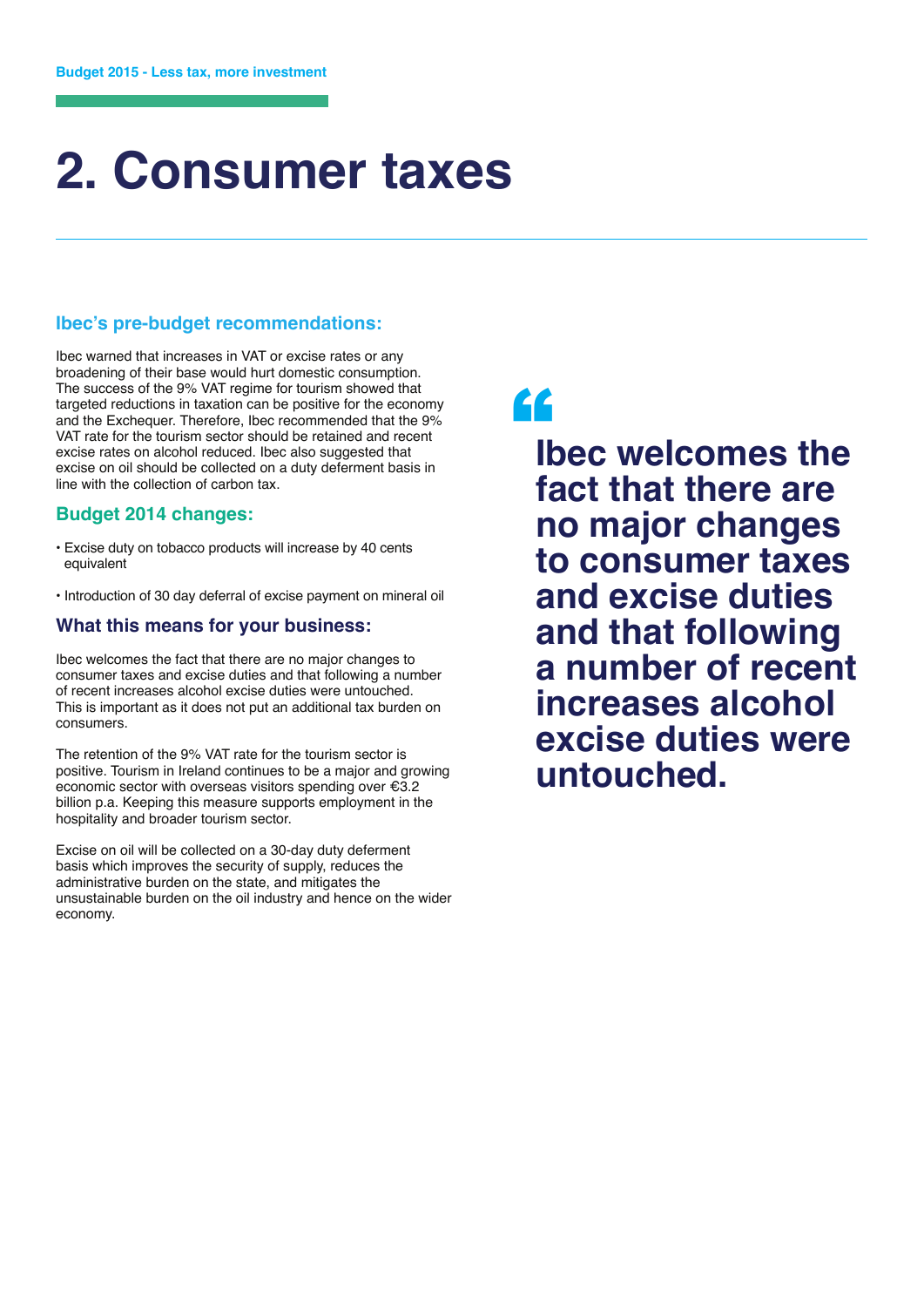# 2. Consumer taxes

### Ibec's pre-budget recommendations:

Ibec warned that increases in VAT or excise rates or any broadening of their base would hurt domestic consumption. The success of the 9% VAT regime for tourism showed that targeted reductions in taxation can be positive for the economy and the Exchequer. Therefore, Ibec recommended that the 9% VAT rate for the tourism sector should be retained and recent excise rates on alcohol reduced. Ibec also suggested that excise on oil should be collected on a duty deferment basis in line with the collection of carbon tax.

### Budget 2014 changes:

- Excise duty on tobacco products will increase by 40 cents equivalent
- Introduction of 30 day deferral of excise payment on mineral oil

### What this means for your business:

Ibec welcomes the fact that there are no major changes to consumer taxes and excise duties and that following a number of recent increases alcohol excise duties were untouched. This is important as it does not put an additional tax burden on consumers.

The retention of the 9% VAT rate for the tourism sector is positive. Tourism in Ireland continues to be a major and growing economic sector with overseas visitors spending over €3.2 billion p.a. Keeping this measure supports employment in the hospitality and broader tourism sector.

Excise on oil will be collected on a 30-day duty deferment basis which improves the security of supply, reduces the administrative burden on the state, and mitigates the unsustainable burden on the oil industry and hence on the wider economy.

> **Ibec welcomes the fact that there are no major changes to consumer taxes and excise duties and that following a number of recent increases alcohol excise duties were untouched.**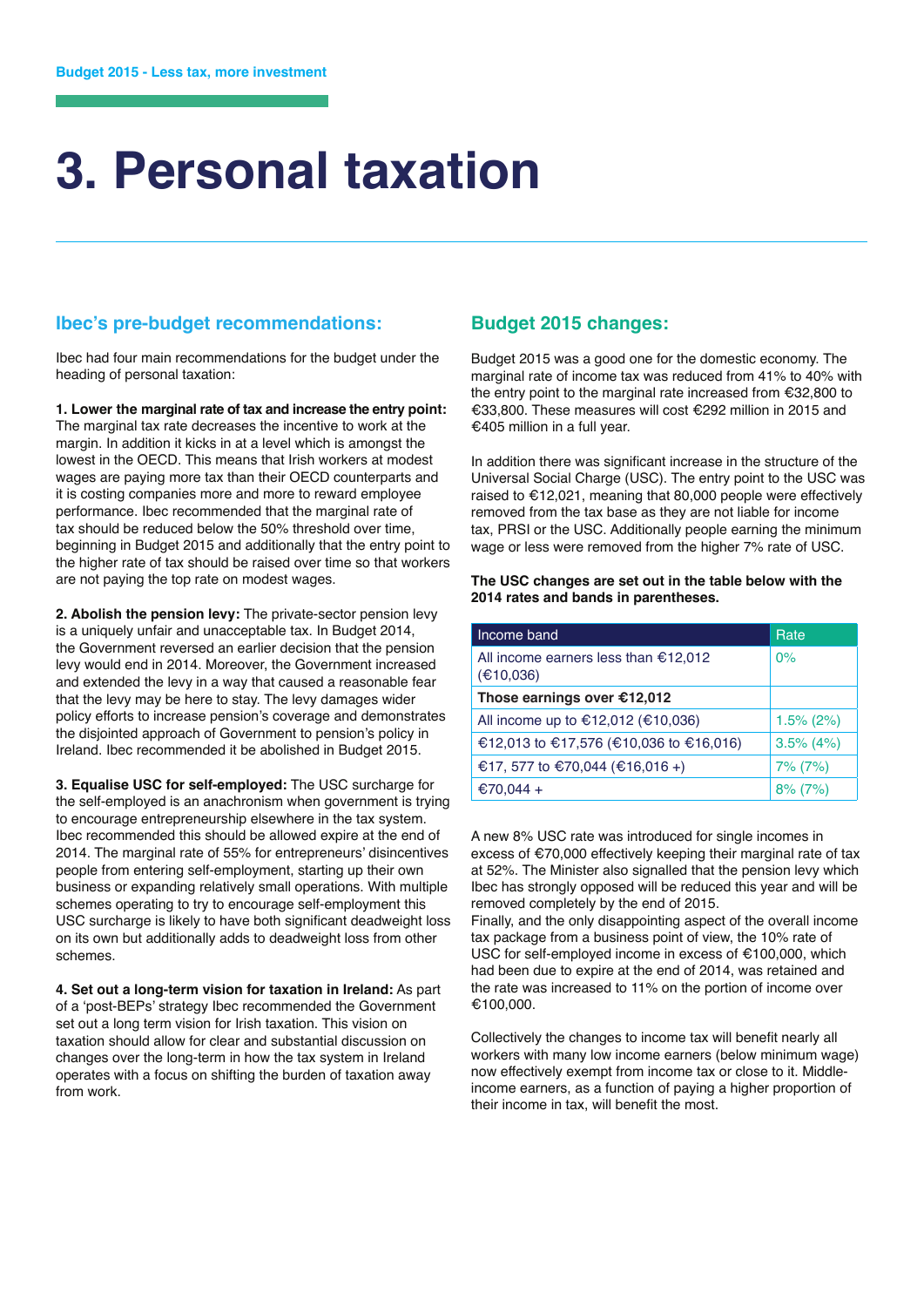# 3. Personal taxation

## Ibec's pre-budget recommendations:

Ibec had four main recommendations for the budget under the heading of personal taxation:

**1. Lower the marginal rate of tax and increase the entry point:** The marginal tax rate decreases the incentive to work at the margin. In addition it kicks in at a level which is amongst the lowest in the OECD. This means that Irish workers at modest wages are paying more tax than their OECD counterparts and it is costing companies more and more to reward employee performance. Ibec recommended that the marginal rate of tax should be reduced below the 50% threshold over time, beginning in Budget 2015 and additionally that the entry point to the higher rate of tax should be raised over time so that workers are not paying the top rate on modest wages.

**2. Abolish the pension levy:** The private-sector pension levy is a uniquely unfair and unacceptable tax. In Budget 2014, the Government reversed an earlier decision that the pension levy would end in 2014. Moreover, the Government increased and extended the levy in a way that caused a reasonable fear that the levy may be here to stay. The levy damages wider policy efforts to increase pension's coverage and demonstrates the disjointed approach of Government to pension's policy in Ireland. Ibec recommended it be abolished in Budget 2015.

**3. Equalise USC for self-employed:** The USC surcharge for the self-employed is an anachronism when government is trying to encourage entrepreneurship elsewhere in the tax system. Ibec recommended this should be allowed expire at the end of 2014. The marginal rate of 55% for entrepreneurs' disincentives people from entering self-employment, starting up their own business or expanding relatively small operations. With multiple schemes operating to try to encourage self-employment this USC surcharge is likely to have both significant deadweight loss on its own but additionally adds to deadweight loss from other schemes.

**4. Set out a long-term vision for taxation in Ireland:** As part of a 'post-BEPs' strategy Ibec recommended the Government set out a long term vision for Irish taxation. This vision on taxation should allow for clear and substantial discussion on changes over the long-term in how the tax system in Ireland operates with a focus on shifting the burden of taxation away from work.

## Budget 2015 changes:

Budget 2015 was a good one for the domestic economy. The marginal rate of income tax was reduced from 41% to 40% with the entry point to the marginal rate increased from €32,800 to €33,800. These measures will cost €292 million in 2015 and €405 million in a full year.

In addition there was significant increase in the structure of the Universal Social Charge (USC). The entry point to the USC was raised to €12,021, meaning that 80,000 people were effectively removed from the tax base as they are not liable for income tax, PRSI or the USC. Additionally people earning the minimum wage or less were removed from the higher 7% rate of USC.

**The USC changes are set out in the table below with the 2014 rates and bands in parentheses.**

| Income band | Rate |
|---|---|
| All income earners less than €12,012 (€10,036) | 0% |
| **Those earnings over €12,012** | |
| All income up to €12,012 (€10,036) | 1.5% (2%) |
| €12,013 to €17,576 (€10,036 to €16,016) | 3.5% (4%) |
| €17, 577 to €70,044 (€16,016 +) | 7% (7%) |
| €70,044 + | 8% (7%) |

A new 8% USC rate was introduced for single incomes in excess of €70,000 effectively keeping their marginal rate of tax at 52%. The Minister also signalled that the pension levy which Ibec has strongly opposed will be reduced this year and will be removed completely by the end of 2015.

Finally, and the only disappointing aspect of the overall income tax package from a business point of view, the 10% rate of USC for self-employed income in excess of €100,000, which had been due to expire at the end of 2014, was retained and the rate was increased to 11% on the portion of income over €100,000.

Collectively the changes to income tax will benefit nearly all workers with many low income earners (below minimum wage) now effectively exempt from income tax or close to it. Middle-income earners, as a function of paying a higher proportion of their income in tax, will benefit the most.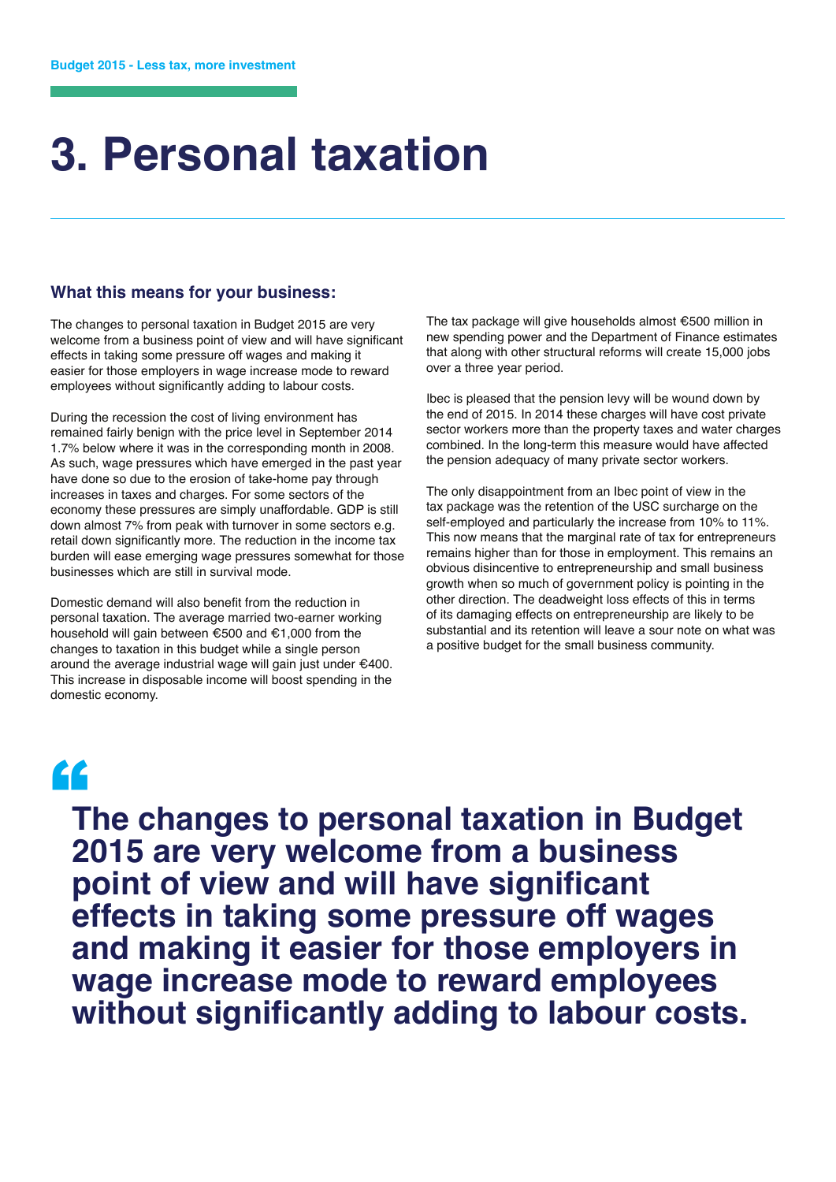// "Budget 2015 - Less tax, more investment" is a running header; omit.

# 3. Personal taxation

### What this means for your business:

The changes to personal taxation in Budget 2015 are very welcome from a business point of view and will have significant effects in taking some pressure off wages and making it easier for those employers in wage increase mode to reward employees without significantly adding to labour costs.

During the recession the cost of living environment has remained fairly benign with the price level in September 2014 1.7% below where it was in the corresponding month in 2008. As such, wage pressures which have emerged in the past year have done so due to the erosion of take-home pay through increases in taxes and charges. For some sectors of the economy these pressures are simply unaffordable. GDP is still down almost 7% from peak with turnover in some sectors e.g. retail down significantly more. The reduction in the income tax burden will ease emerging wage pressures somewhat for those businesses which are still in survival mode.

Domestic demand will also benefit from the reduction in personal taxation. The average married two-earner working household will gain between €500 and €1,000 from the changes to taxation in this budget while a single person around the average industrial wage will gain just under €400. This increase in disposable income will boost spending in the domestic economy.

The tax package will give households almost €500 million in new spending power and the Department of Finance estimates that along with other structural reforms will create 15,000 jobs over a three year period.

Ibec is pleased that the pension levy will be wound down by the end of 2015. In 2014 these charges will have cost private sector workers more than the property taxes and water charges combined. In the long-term this measure would have affected the pension adequacy of many private sector workers.

The only disappointment from an Ibec point of view in the tax package was the retention of the USC surcharge on the self-employed and particularly the increase from 10% to 11%. This now means that the marginal rate of tax for entrepreneurs remains higher than for those in employment. This remains an obvious disincentive to entrepreneurship and small business growth when so much of government policy is pointing in the other direction. The deadweight loss effects of this in terms of its damaging effects on entrepreneurship are likely to be substantial and its retention will leave a sour note on what was a positive budget for the small business community.

> **“The changes to personal taxation in Budget 2015 are very welcome from a business point of view and will have significant effects in taking some pressure off wages and making it easier for those employers in wage increase mode to reward employees without significantly adding to labour costs.**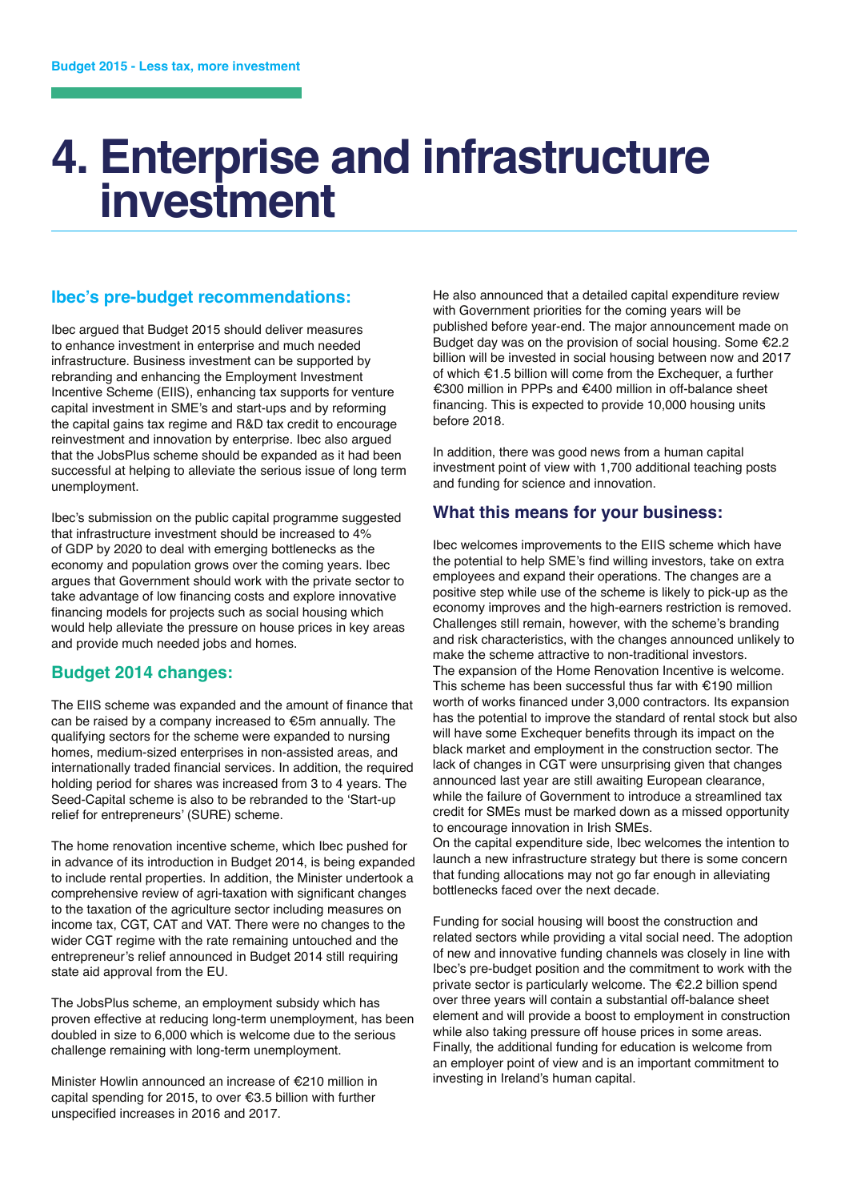# 4. Enterprise and infrastructure investment

## Ibec's pre-budget recommendations:

Ibec argued that Budget 2015 should deliver measures to enhance investment in enterprise and much needed infrastructure. Business investment can be supported by rebranding and enhancing the Employment Investment Incentive Scheme (EIIS), enhancing tax supports for venture capital investment in SME's and start-ups and by reforming the capital gains tax regime and R&D tax credit to encourage reinvestment and innovation by enterprise. Ibec also argued that the JobsPlus scheme should be expanded as it had been successful at helping to alleviate the serious issue of long term unemployment.

Ibec's submission on the public capital programme suggested that infrastructure investment should be increased to 4% of GDP by 2020 to deal with emerging bottlenecks as the economy and population grows over the coming years. Ibec argues that Government should work with the private sector to take advantage of low financing costs and explore innovative financing models for projects such as social housing which would help alleviate the pressure on house prices in key areas and provide much needed jobs and homes.

## Budget 2014 changes:

The EIIS scheme was expanded and the amount of finance that can be raised by a company increased to €5m annually. The qualifying sectors for the scheme were expanded to nursing homes, medium-sized enterprises in non-assisted areas, and internationally traded financial services. In addition, the required holding period for shares was increased from 3 to 4 years. The Seed-Capital scheme is also to be rebranded to the 'Start-up relief for entrepreneurs' (SURE) scheme.

The home renovation incentive scheme, which Ibec pushed for in advance of its introduction in Budget 2014, is being expanded to include rental properties. In addition, the Minister undertook a comprehensive review of agri-taxation with significant changes to the taxation of the agriculture sector including measures on income tax, CGT, CAT and VAT. There were no changes to the wider CGT regime with the rate remaining untouched and the entrepreneur's relief announced in Budget 2014 still requiring state aid approval from the EU.

The JobsPlus scheme, an employment subsidy which has proven effective at reducing long-term unemployment, has been doubled in size to 6,000 which is welcome due to the serious challenge remaining with long-term unemployment.

Minister Howlin announced an increase of €210 million in capital spending for 2015, to over €3.5 billion with further unspecified increases in 2016 and 2017.

He also announced that a detailed capital expenditure review with Government priorities for the coming years will be published before year-end. The major announcement made on Budget day was on the provision of social housing. Some €2.2 billion will be invested in social housing between now and 2017 of which €1.5 billion will come from the Exchequer, a further €300 million in PPPs and €400 million in off-balance sheet financing. This is expected to provide 10,000 housing units before 2018.

In addition, there was good news from a human capital investment point of view with 1,700 additional teaching posts and funding for science and innovation.

## What this means for your business:

Ibec welcomes improvements to the EIIS scheme which have the potential to help SME's find willing investors, take on extra employees and expand their operations. The changes are a positive step while use of the scheme is likely to pick-up as the economy improves and the high-earners restriction is removed. Challenges still remain, however, with the scheme's branding and risk characteristics, with the changes announced unlikely to make the scheme attractive to non-traditional investors.
The expansion of the Home Renovation Incentive is welcome. This scheme has been successful thus far with €190 million worth of works financed under 3,000 contractors. Its expansion has the potential to improve the standard of rental stock but also will have some Exchequer benefits through its impact on the black market and employment in the construction sector. The lack of changes in CGT were unsurprising given that changes announced last year are still awaiting European clearance, while the failure of Government to introduce a streamlined tax credit for SMEs must be marked down as a missed opportunity to encourage innovation in Irish SMEs.
On the capital expenditure side, Ibec welcomes the intention to launch a new infrastructure strategy but there is some concern that funding allocations may not go far enough in alleviating bottlenecks faced over the next decade.

Funding for social housing will boost the construction and related sectors while providing a vital social need. The adoption of new and innovative funding channels was closely in line with Ibec's pre-budget position and the commitment to work with the private sector is particularly welcome. The €2.2 billion spend over three years will contain a substantial off-balance sheet element and will provide a boost to employment in construction while also taking pressure off house prices in some areas. Finally, the additional funding for education is welcome from an employer point of view and is an important commitment to investing in Ireland's human capital.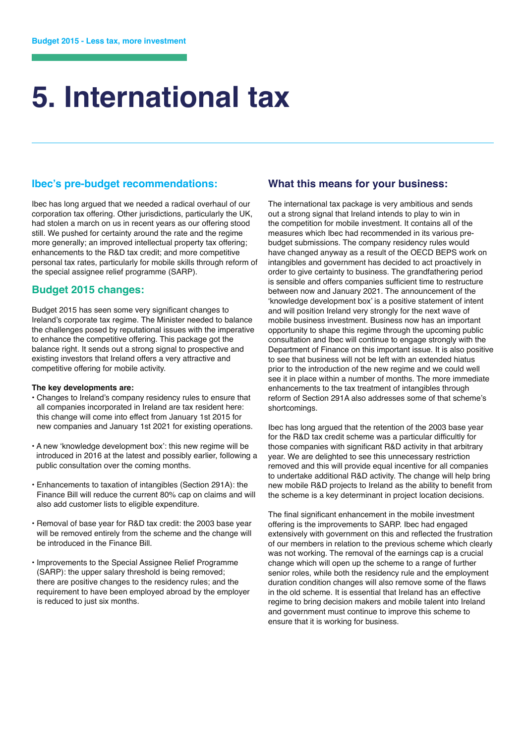# 5. International tax

## Ibec's pre-budget recommendations:

Ibec has long argued that we needed a radical overhaul of our corporation tax offering. Other jurisdictions, particularly the UK, had stolen a march on us in recent years as our offering stood still. We pushed for certainty around the rate and the regime more generally; an improved intellectual property tax offering; enhancements to the R&D tax credit; and more competitive personal tax rates, particularly for mobile skills through reform of the special assignee relief programme (SARP).

## Budget 2015 changes:

Budget 2015 has seen some very significant changes to Ireland's corporate tax regime. The Minister needed to balance the challenges posed by reputational issues with the imperative to enhance the competitive offering. This package got the balance right. It sends out a strong signal to prospective and existing investors that Ireland offers a very attractive and competitive offering for mobile activity.

**The key developments are:**

- Changes to Ireland's company residency rules to ensure that all companies incorporated in Ireland are tax resident here: this change will come into effect from January 1st 2015 for new companies and January 1st 2021 for existing operations.
- A new 'knowledge development box': this new regime will be introduced in 2016 at the latest and possibly earlier, following a public consultation over the coming months.
- Enhancements to taxation of intangibles (Section 291A): the Finance Bill will reduce the current 80% cap on claims and will also add customer lists to eligible expenditure.
- Removal of base year for R&D tax credit: the 2003 base year will be removed entirely from the scheme and the change will be introduced in the Finance Bill.
- Improvements to the Special Assignee Relief Programme (SARP): the upper salary threshold is being removed; there are positive changes to the residency rules; and the requirement to have been employed abroad by the employer is reduced to just six months.

## What this means for your business:

The international tax package is very ambitious and sends out a strong signal that Ireland intends to play to win in the competition for mobile investment. It contains all of the measures which Ibec had recommended in its various pre-budget submissions. The company residency rules would have changed anyway as a result of the OECD BEPS work on intangibles and government has decided to act proactively in order to give certainty to business. The grandfathering period is sensible and offers companies sufficient time to restructure between now and January 2021. The announcement of the 'knowledge development box' is a positive statement of intent and will position Ireland very strongly for the next wave of mobile business investment. Business now has an important opportunity to shape this regime through the upcoming public consultation and Ibec will continue to engage strongly with the Department of Finance on this important issue. It is also positive to see that business will not be left with an extended hiatus prior to the introduction of the new regime and we could well see it in place within a number of months. The more immediate enhancements to the tax treatment of intangibles through reform of Section 291A also addresses some of that scheme's shortcomings.

Ibec has long argued that the retention of the 2003 base year for the R&D tax credit scheme was a particular difficultly for those companies with significant R&D activity in that arbitrary year. We are delighted to see this unnecessary restriction removed and this will provide equal incentive for all companies to undertake additional R&D activity. The change will help bring new mobile R&D projects to Ireland as the ability to benefit from the scheme is a key determinant in project location decisions.

The final significant enhancement in the mobile investment offering is the improvements to SARP. Ibec had engaged extensively with government on this and reflected the frustration of our members in relation to the previous scheme which clearly was not working. The removal of the earnings cap is a crucial change which will open up the scheme to a range of further senior roles, while both the residency rule and the employment duration condition changes will also remove some of the flaws in the old scheme. It is essential that Ireland has an effective regime to bring decision makers and mobile talent into Ireland and government must continue to improve this scheme to ensure that it is working for business.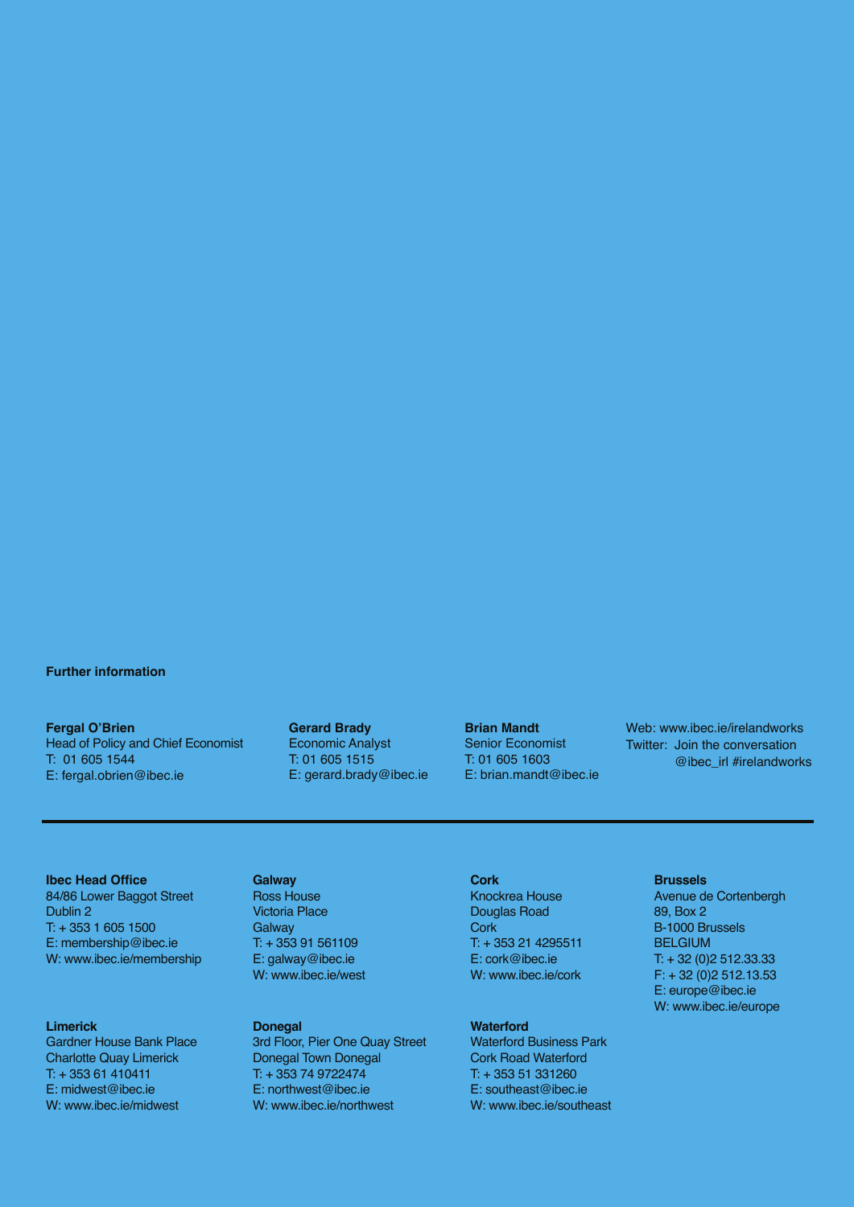**Further information**

**Fergal O'Brien**
Head of Policy and Chief Economist
T: 01 605 1544
E: fergal.obrien@ibec.ie

**Gerard Brady**
Economic Analyst
T: 01 605 1515
E: gerard.brady@ibec.ie

**Brian Mandt**
Senior Economist
T: 01 605 1603
E: brian.mandt@ibec.ie

Web: www.ibec.ie/irelandworks
Twitter: Join the conversation @ibec_irl #irelandworks

---

**Ibec Head Office**
84/86 Lower Baggot Street
Dublin 2
T: + 353 1 605 1500
E: membership@ibec.ie
W: www.ibec.ie/membership

**Galway**
Ross House
Victoria Place
Galway
T: + 353 91 561109
E: galway@ibec.ie
W: www.ibec.ie/west

**Cork**
Knockrea House
Douglas Road
Cork
T: + 353 21 4295511
E: cork@ibec.ie
W: www.ibec.ie/cork

**Brussels**
Avenue de Cortenbergh
89, Box 2
B-1000 Brussels
BELGIUM
T: + 32 (0)2 512.33.33
F: + 32 (0)2 512.13.53
E: europe@ibec.ie
W: www.ibec.ie/europe

**Limerick**
Gardner House Bank Place
Charlotte Quay Limerick
T: + 353 61 410411
E: midwest@ibec.ie
W: www.ibec.ie/midwest

**Donegal**
3rd Floor, Pier One Quay Street
Donegal Town Donegal
T: + 353 74 9722474
E: northwest@ibec.ie
W: www.ibec.ie/northwest

**Waterford**
Waterford Business Park
Cork Road Waterford
T: + 353 51 331260
E: southeast@ibec.ie
W: www.ibec.ie/southeast